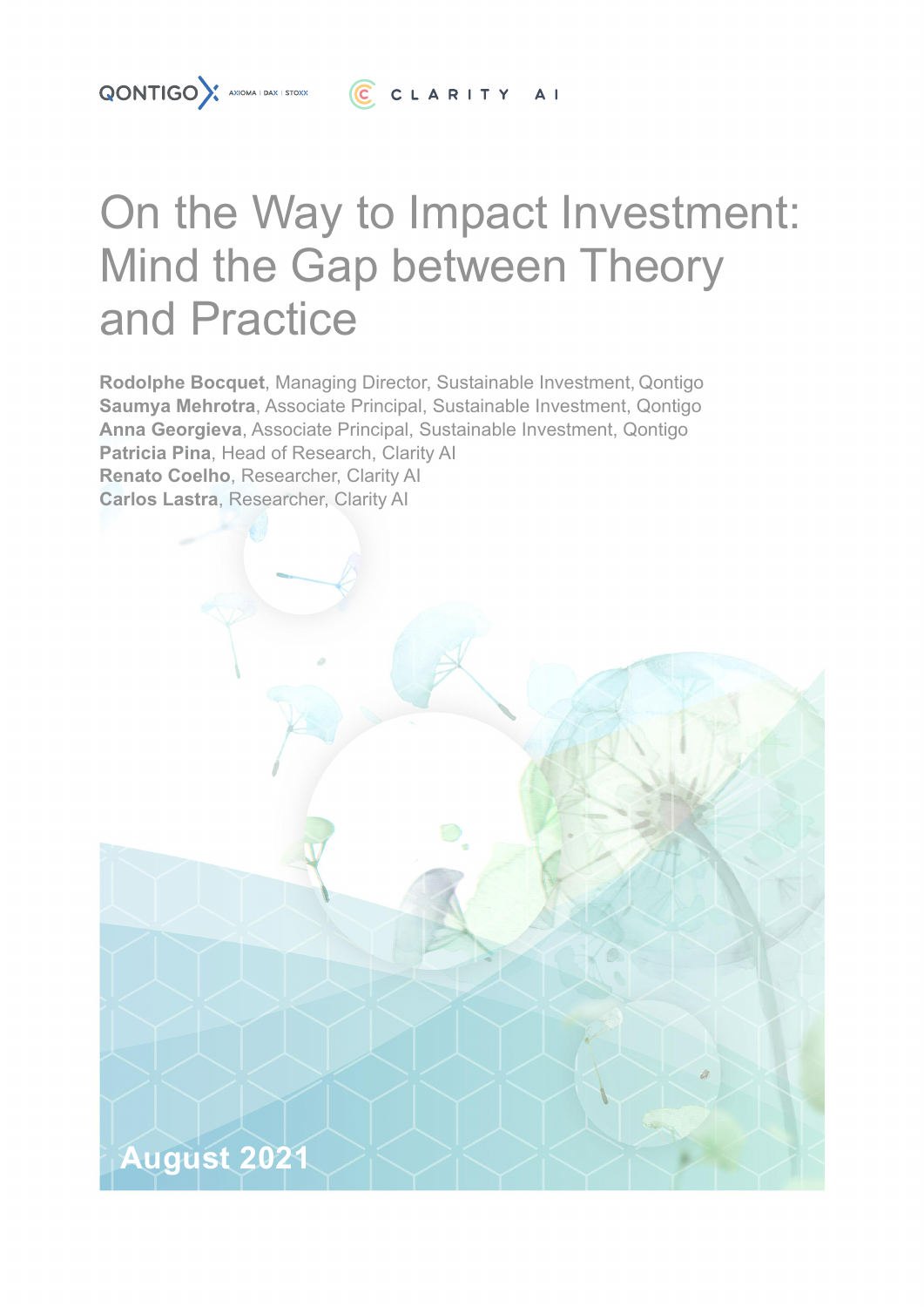QONTIGO AXIOMA | DAX | STOXX

CLARITY AI

# On the Way to Impact Investment: Mind the Gap between Theory and Practice

**Rodolphe Bocquet**, Managing Director, Sustainable Investment, Qontigo
**Saumya Mehrotra**, Associate Principal, Sustainable Investment, Qontigo
**Anna Georgieva**, Associate Principal, Sustainable Investment, Qontigo
**Patricia Pina**, Head of Research, Clarity AI
**Renato Coelho**, Researcher, Clarity AI
**Carlos Lastra**, Researcher, Clarity AI

August 2021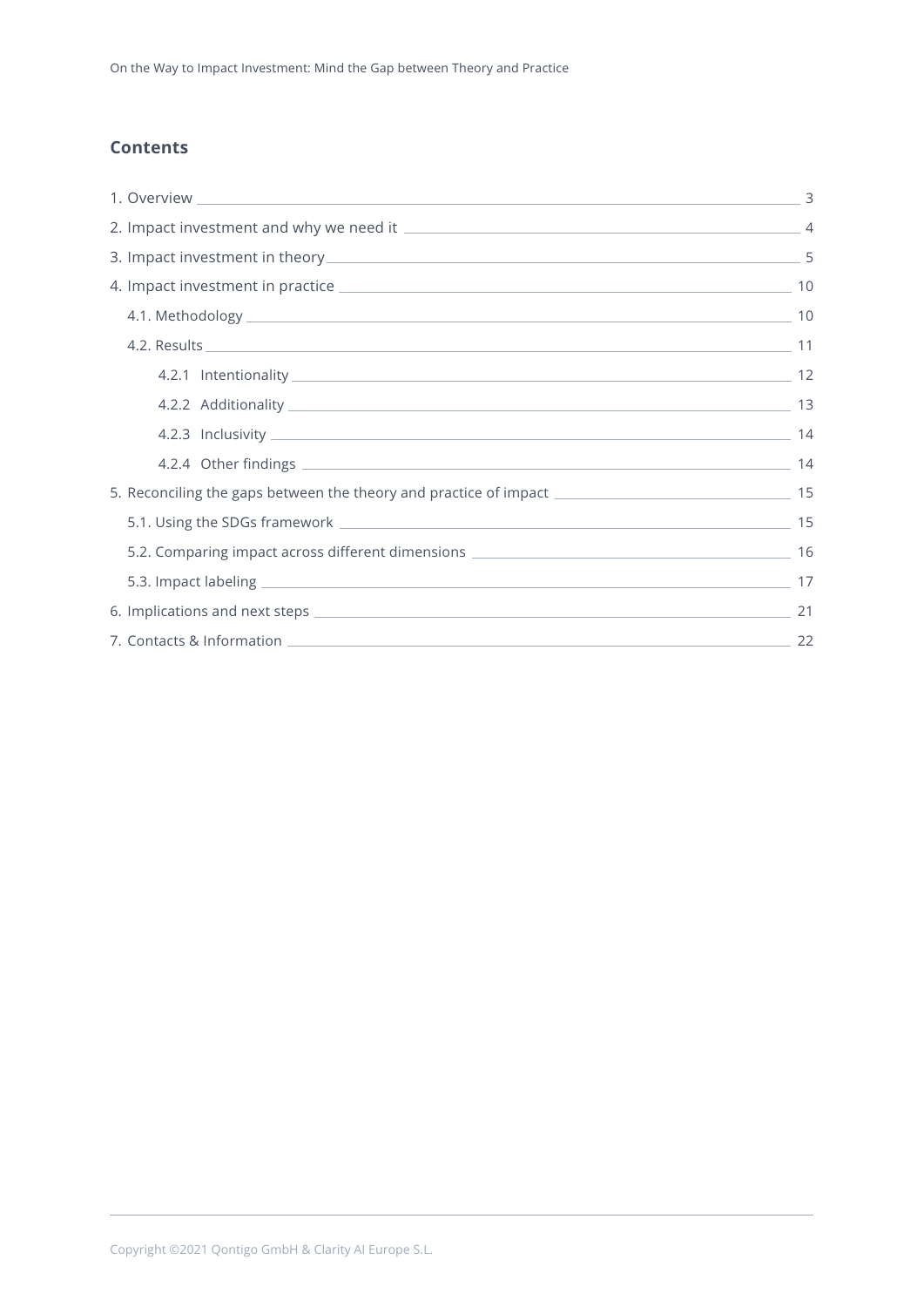## Contents

- 1. Overview — 3
- 2. Impact investment and why we need it — 4
- 3. Impact investment in theory — 5
- 4. Impact investment in practice — 10
  - 4.1. Methodology — 10
  - 4.2. Results — 11
    - 4.2.1 Intentionality — 12
    - 4.2.2 Additionality — 13
    - 4.2.3 Inclusivity — 14
    - 4.2.4 Other findings — 14
- 5. Reconciling the gaps between the theory and practice of impact — 15
  - 5.1. Using the SDGs framework — 15
  - 5.2. Comparing impact across different dimensions — 16
  - 5.3. Impact labeling — 17
- 6. Implications and next steps — 21
- 7. Contacts & Information — 22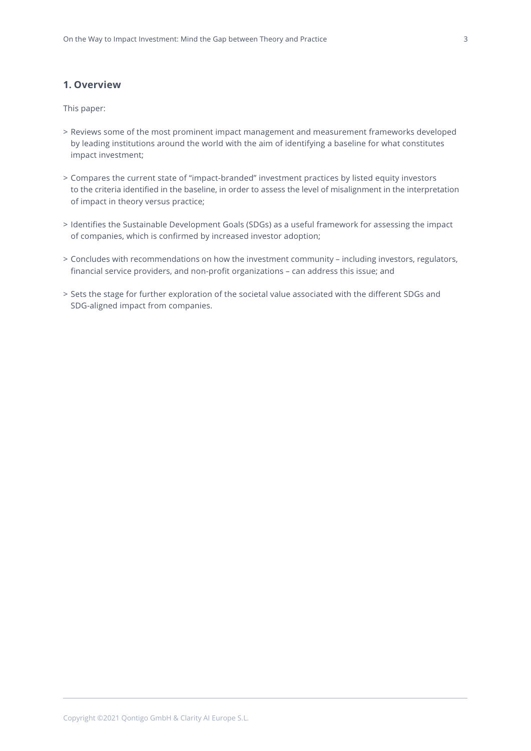## 1. Overview

This paper:

> Reviews some of the most prominent impact management and measurement frameworks developed by leading institutions around the world with the aim of identifying a baseline for what constitutes impact investment;

> Compares the current state of "impact-branded" investment practices by listed equity investors to the criteria identified in the baseline, in order to assess the level of misalignment in the interpretation of impact in theory versus practice;

> Identifies the Sustainable Development Goals (SDGs) as a useful framework for assessing the impact of companies, which is confirmed by increased investor adoption;

> Concludes with recommendations on how the investment community – including investors, regulators, financial service providers, and non-profit organizations – can address this issue; and

> Sets the stage for further exploration of the societal value associated with the different SDGs and SDG-aligned impact from companies.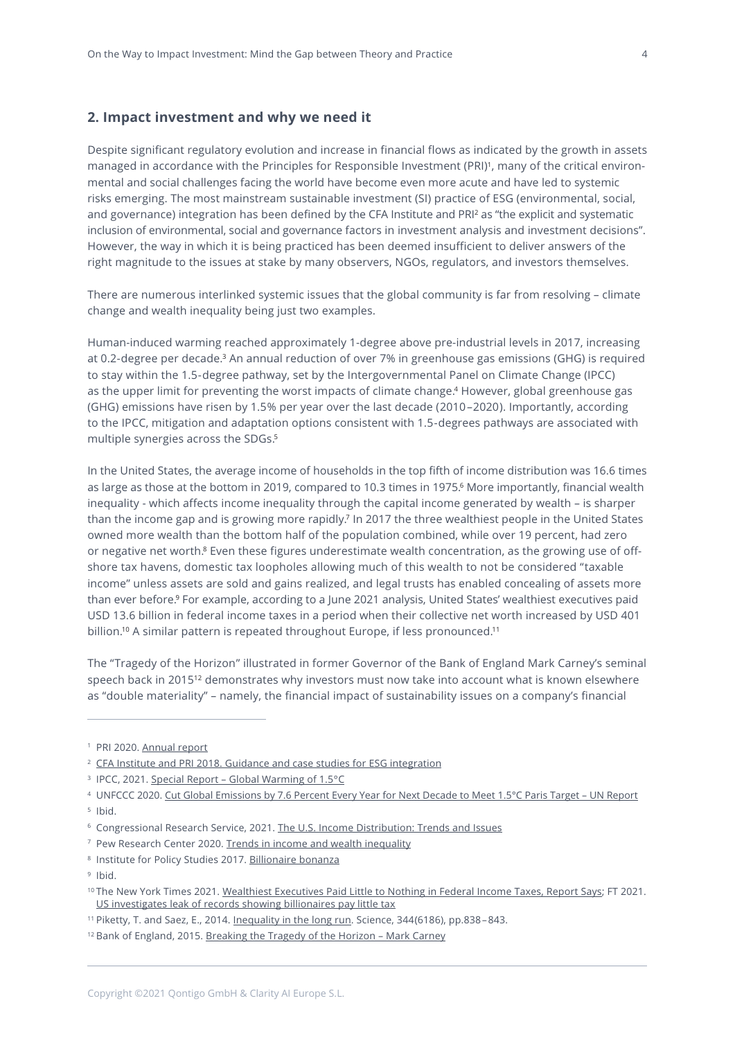## 2. Impact investment and why we need it

Despite significant regulatory evolution and increase in financial flows as indicated by the growth in assets managed in accordance with the Principles for Responsible Investment (PRI)[1], many of the critical environmental and social challenges facing the world have become even more acute and have led to systemic risks emerging. The most mainstream sustainable investment (SI) practice of ESG (environmental, social, and governance) integration has been defined by the CFA Institute and PRI[2] as "the explicit and systematic inclusion of environmental, social and governance factors in investment analysis and investment decisions". However, the way in which it is being practiced has been deemed insufficient to deliver answers of the right magnitude to the issues at stake by many observers, NGOs, regulators, and investors themselves.

There are numerous interlinked systemic issues that the global community is far from resolving – climate change and wealth inequality being just two examples.

Human-induced warming reached approximately 1-degree above pre-industrial levels in 2017, increasing at 0.2-degree per decade.[3] An annual reduction of over 7% in greenhouse gas emissions (GHG) is required to stay within the 1.5-degree pathway, set by the Intergovernmental Panel on Climate Change (IPCC) as the upper limit for preventing the worst impacts of climate change.[4] However, global greenhouse gas (GHG) emissions have risen by 1.5% per year over the last decade (2010–2020). Importantly, according to the IPCC, mitigation and adaptation options consistent with 1.5-degrees pathways are associated with multiple synergies across the SDGs.[5]

In the United States, the average income of households in the top fifth of income distribution was 16.6 times as large as those at the bottom in 2019, compared to 10.3 times in 1975.[6] More importantly, financial wealth inequality - which affects income inequality through the capital income generated by wealth – is sharper than the income gap and is growing more rapidly.[7] In 2017 the three wealthiest people in the United States owned more wealth than the bottom half of the population combined, while over 19 percent, had zero or negative net worth.[8] Even these figures underestimate wealth concentration, as the growing use of off-shore tax havens, domestic tax loopholes allowing much of this wealth to not be considered "taxable income" unless assets are sold and gains realized, and legal trusts has enabled concealing of assets more than ever before.[9] For example, according to a June 2021 analysis, United States' wealthiest executives paid USD 13.6 billion in federal income taxes in a period when their collective net worth increased by USD 401 billion.[10] A similar pattern is repeated throughout Europe, if less pronounced.[11]

The "Tragedy of the Horizon" illustrated in former Governor of the Bank of England Mark Carney's seminal speech back in 2015[12] demonstrates why investors must now take into account what is known elsewhere as "double materiality" – namely, the financial impact of sustainability issues on a company's financial

---

[1] PRI 2020. Annual report

[2] CFA Institute and PRI 2018. Guidance and case studies for ESG integration

[3] IPCC, 2021. Special Report – Global Warming of 1.5°C

[4] UNFCCC 2020. Cut Global Emissions by 7.6 Percent Every Year for Next Decade to Meet 1.5°C Paris Target – UN Report

[5] Ibid.

[6] Congressional Research Service, 2021. The U.S. Income Distribution: Trends and Issues

[7] Pew Research Center 2020. Trends in income and wealth inequality

[8] Institute for Policy Studies 2017. Billionaire bonanza

[9] Ibid.

[10] The New York Times 2021. Wealthiest Executives Paid Little to Nothing in Federal Income Taxes, Report Says; FT 2021. US investigates leak of records showing billionaires pay little tax

[11] Piketty, T. and Saez, E., 2014. Inequality in the long run. Science, 344(6186), pp.838–843.

[12] Bank of England, 2015. Breaking the Tragedy of the Horizon – Mark Carney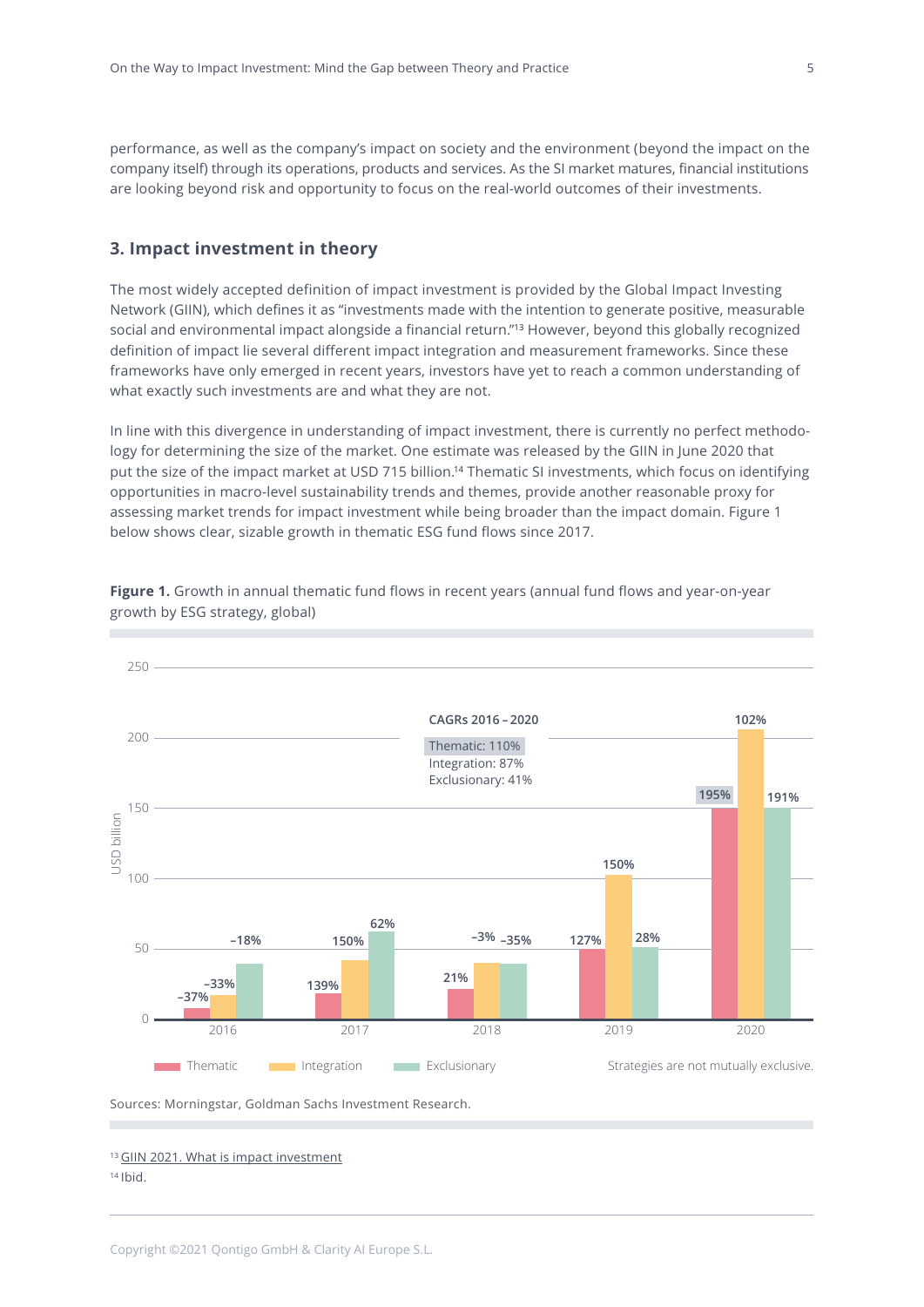performance, as well as the company's impact on society and the environment (beyond the impact on the company itself) through its operations, products and services. As the SI market matures, financial institutions are looking beyond risk and opportunity to focus on the real-world outcomes of their investments.

## 3. Impact investment in theory

The most widely accepted definition of impact investment is provided by the Global Impact Investing Network (GIIN), which defines it as "investments made with the intention to generate positive, measurable social and environmental impact alongside a financial return."[13] However, beyond this globally recognized definition of impact lie several different impact integration and measurement frameworks. Since these frameworks have only emerged in recent years, investors have yet to reach a common understanding of what exactly such investments are and what they are not.

In line with this divergence in understanding of impact investment, there is currently no perfect methodology for determining the size of the market. One estimate was released by the GIIN in June 2020 that put the size of the impact market at USD 715 billion.[14] Thematic SI investments, which focus on identifying opportunities in macro-level sustainability trends and themes, provide another reasonable proxy for assessing market trends for impact investment while being broader than the impact domain. Figure 1 below shows clear, sizable growth in thematic ESG fund flows since 2017.

**Figure 1.** Growth in annual thematic fund flows in recent years (annual fund flows and year-on-year growth by ESG strategy, global)

| Year | Thematic (YoY growth) | Integration (YoY growth) | Exclusionary (YoY growth) |
|---|---|---|---|
| 2016 | –37% | –33% | –18% |
| 2017 | 139% | 150% | 62% |
| 2018 | 21% | –3% | –35% |
| 2019 | 127% | 150% | 28% |
| 2020 | 195% | 102% | 191% |

CAGRs 2016 – 2020
Thematic: 110%
Integration: 87%
Exclusionary: 41%

USD billion. Strategies are not mutually exclusive.

Sources: Morningstar, Goldman Sachs Investment Research.

[13] GIIN 2021. What is impact investment

[14] Ibid.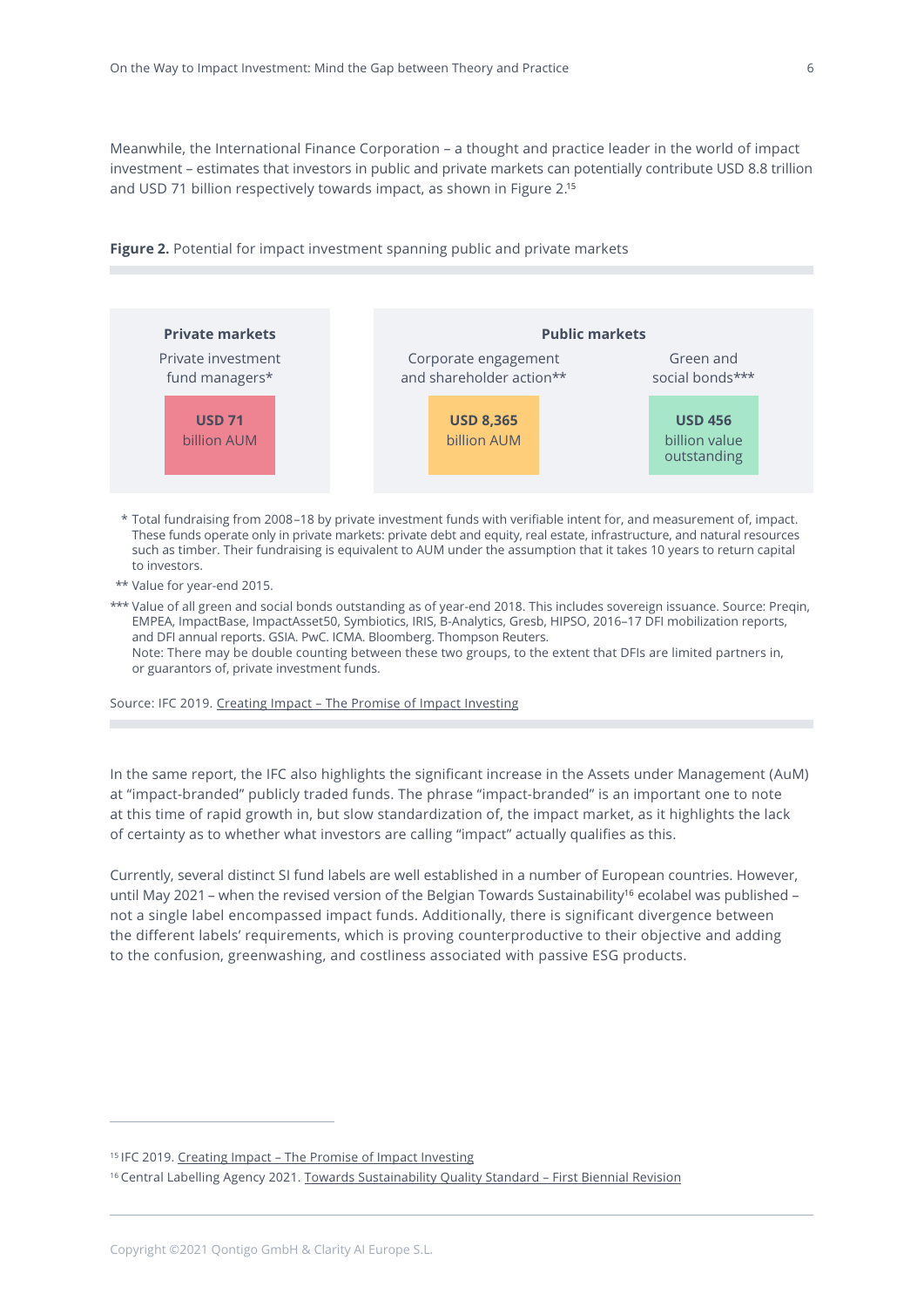Meanwhile, the International Finance Corporation – a thought and practice leader in the world of impact investment – estimates that investors in public and private markets can potentially contribute USD 8.8 trillion and USD 71 billion respectively towards impact, as shown in Figure 2.[15]

**Figure 2.** Potential for impact investment spanning public and private markets

| Private markets | Public markets | |
|---|---|---|
| Private investment fund managers* | Corporate engagement and shareholder action** | Green and social bonds*** |
| **USD 71** billion AUM | **USD 8,365** billion AUM | **USD 456** billion value outstanding |

\* Total fundraising from 2008–18 by private investment funds with verifiable intent for, and measurement of, impact. These funds operate only in private markets: private debt and equity, real estate, infrastructure, and natural resources such as timber. Their fundraising is equivalent to AUM under the assumption that it takes 10 years to return capital to investors.

\*\* Value for year-end 2015.

\*\*\* Value of all green and social bonds outstanding as of year-end 2018. This includes sovereign issuance. Source: Preqin, EMPEA, ImpactBase, ImpactAsset50, Symbiotics, IRIS, B-Analytics, Gresb, HIPSO, 2016–17 DFI mobilization reports, and DFI annual reports. GSIA. PwC. ICMA. Bloomberg. Thompson Reuters.
Note: There may be double counting between these two groups, to the extent that DFIs are limited partners in, or guarantors of, private investment funds.

Source: IFC 2019. Creating Impact – The Promise of Impact Investing

In the same report, the IFC also highlights the significant increase in the Assets under Management (AuM) at "impact-branded" publicly traded funds. The phrase "impact-branded" is an important one to note at this time of rapid growth in, but slow standardization of, the impact market, as it highlights the lack of certainty as to whether what investors are calling "impact" actually qualifies as this.

Currently, several distinct SI fund labels are well established in a number of European countries. However, until May 2021 – when the revised version of the Belgian Towards Sustainability[16] ecolabel was published – not a single label encompassed impact funds. Additionally, there is significant divergence between the different labels' requirements, which is proving counterproductive to their objective and adding to the confusion, greenwashing, and costliness associated with passive ESG products.

[15] IFC 2019. Creating Impact – The Promise of Impact Investing

[16] Central Labelling Agency 2021. Towards Sustainability Quality Standard – First Biennial Revision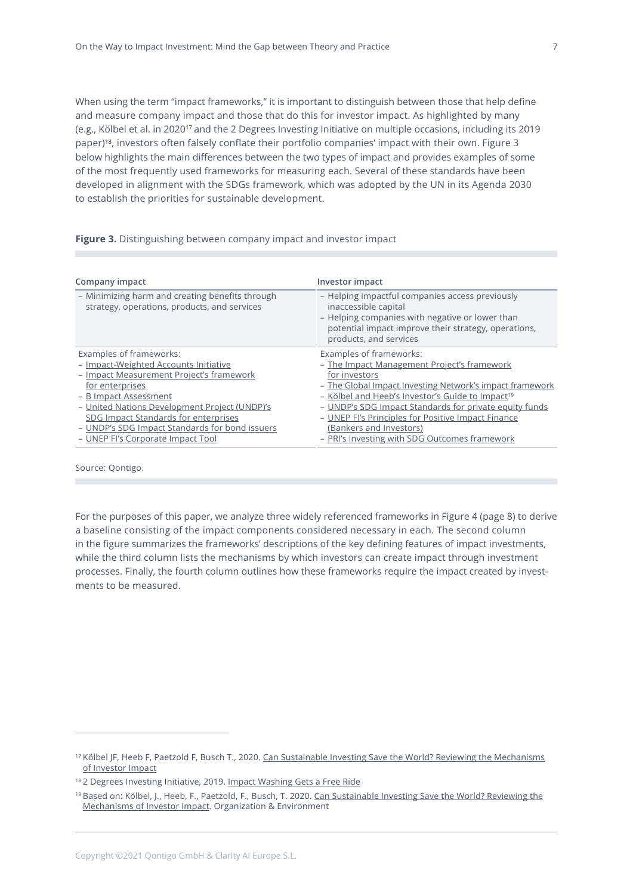When using the term "impact frameworks," it is important to distinguish between those that help define and measure company impact and those that do this for investor impact. As highlighted by many (e.g., Kölbel et al. in 2020[17] and the 2 Degrees Investing Initiative on multiple occasions, including its 2019 paper)[18], investors often falsely conflate their portfolio companies' impact with their own. Figure 3 below highlights the main differences between the two types of impact and provides examples of some of the most frequently used frameworks for measuring each. Several of these standards have been developed in alignment with the SDGs framework, which was adopted by the UN in its Agenda 2030 to establish the priorities for sustainable development.

**Figure 3.** Distinguishing between company impact and investor impact

| Company impact | Investor impact |
|---|---|
| – Minimizing harm and creating benefits through strategy, operations, products, and services | – Helping impactful companies access previously inaccessible capital<br>– Helping companies with negative or lower than potential impact improve their strategy, operations, products, and services |
| Examples of frameworks:<br>– Impact-Weighted Accounts Initiative<br>– Impact Measurement Project's framework for enterprises<br>– B Impact Assessment<br>– United Nations Development Project (UNDP)'s SDG Impact Standards for enterprises<br>– UNDP's SDG Impact Standards for bond issuers<br>– UNEP FI's Corporate Impact Tool | Examples of frameworks:<br>– The Impact Management Project's framework for investors<br>– The Global Impact Investing Network's impact framework<br>– Kölbel and Heeb's Investor's Guide to Impact[19]<br>– UNDP's SDG Impact Standards for private equity funds<br>– UNEP FI's Principles for Positive Impact Finance (Bankers and Investors)<br>– PRI's Investing with SDG Outcomes framework |

Source: Qontigo.

For the purposes of this paper, we analyze three widely referenced frameworks in Figure 4 (page 8) to derive a baseline consisting of the impact components considered necessary in each. The second column in the figure summarizes the frameworks' descriptions of the key defining features of impact investments, while the third column lists the mechanisms by which investors can create impact through investment processes. Finally, the fourth column outlines how these frameworks require the impact created by investments to be measured.

---

[17] Kölbel JF, Heeb F, Paetzold F, Busch T., 2020. Can Sustainable Investing Save the World? Reviewing the Mechanisms of Investor Impact

[18] 2 Degrees Investing Initiative, 2019. Impact Washing Gets a Free Ride

[19] Based on: Kölbel, J., Heeb, F., Paetzold, F., Busch, T. 2020. Can Sustainable Investing Save the World? Reviewing the Mechanisms of Investor Impact. Organization & Environment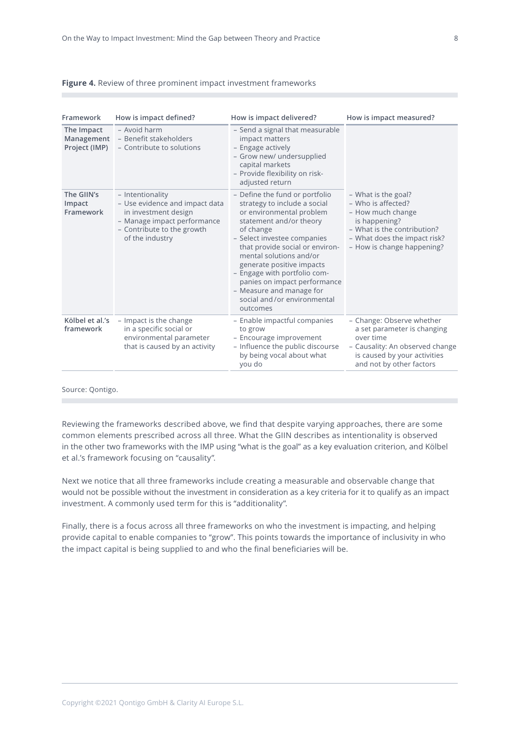**Figure 4.** Review of three prominent impact investment frameworks

| Framework | How is impact defined? | How is impact delivered? | How is impact measured? |
|---|---|---|---|
| The Impact Management Project (IMP) | – Avoid harm<br>– Benefit stakeholders<br>– Contribute to solutions | – Send a signal that measurable impact matters<br>– Engage actively<br>– Grow new/ undersupplied capital markets<br>– Provide flexibility on risk-adjusted return | – What is the goal?<br>– Who is affected?<br>– How much change is happening?<br>– What is the contribution?<br>– What does the impact risk?<br>– How is change happening? |
| The GIIN's Impact Framework | – Intentionality<br>– Use evidence and impact data in investment design<br>– Manage impact performance<br>– Contribute to the growth of the industry | – Define the fund or portfolio strategy to include a social or environmental problem statement and/or theory of change<br>– Select investee companies that provide social or environmental solutions and/or generate positive impacts<br>– Engage with portfolio companies on impact performance<br>– Measure and manage for social and/or environmental outcomes | |
| Kölbel et al.'s framework | – Impact is the change in a specific social or environmental parameter that is caused by an activity | – Enable impactful companies to grow<br>– Encourage improvement<br>– Influence the public discourse by being vocal about what you do | – Change: Observe whether a set parameter is changing over time<br>– Causality: An observed change is caused by your activities and not by other factors |

Source: Qontigo.

Reviewing the frameworks described above, we find that despite varying approaches, there are some common elements prescribed across all three. What the GIIN describes as intentionality is observed in the other two frameworks with the IMP using "what is the goal" as a key evaluation criterion, and Kölbel et al.'s framework focusing on "causality".

Next we notice that all three frameworks include creating a measurable and observable change that would not be possible without the investment in consideration as a key criteria for it to qualify as an impact investment. A commonly used term for this is "additionality".

Finally, there is a focus across all three frameworks on who the investment is impacting, and helping provide capital to enable companies to "grow". This points towards the importance of inclusivity in who the impact capital is being supplied to and who the final beneficiaries will be.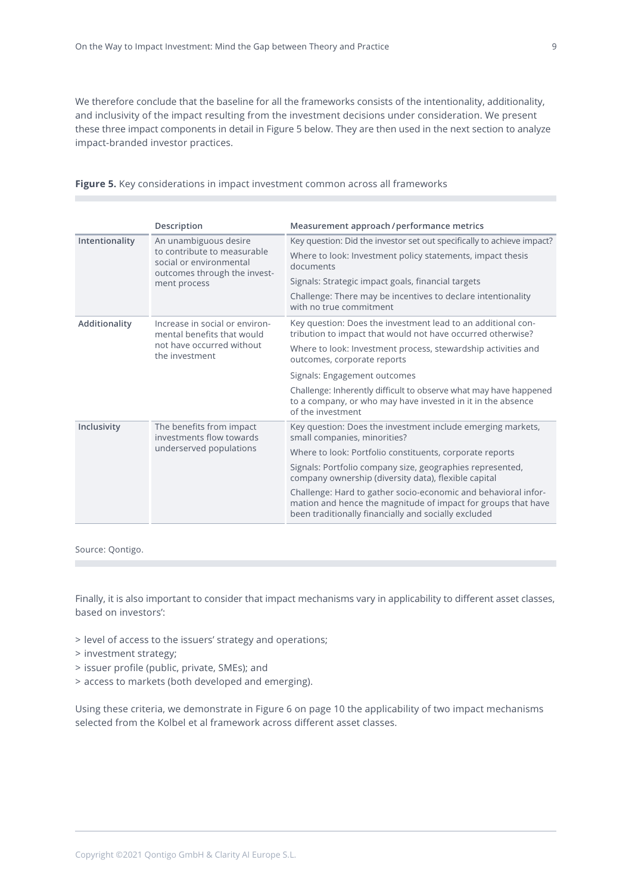We therefore conclude that the baseline for all the frameworks consists of the intentionality, additionality, and inclusivity of the impact resulting from the investment decisions under consideration. We present these three impact components in detail in Figure 5 below. They are then used in the next section to analyze impact-branded investor practices.

**Figure 5.** Key considerations in impact investment common across all frameworks

| | Description | Measurement approach / performance metrics |
|---|---|---|
| **Intentionality** | An unambiguous desire to contribute to measurable social or environmental outcomes through the investment process | Key question: Did the investor set out specifically to achieve impact?<br>Where to look: Investment policy statements, impact thesis documents<br>Signals: Strategic impact goals, financial targets<br>Challenge: There may be incentives to declare intentionality with no true commitment |
| **Additionality** | Increase in social or environmental benefits that would not have occurred without the investment | Key question: Does the investment lead to an additional contribution to impact that would not have occurred otherwise?<br>Where to look: Investment process, stewardship activities and outcomes, corporate reports<br>Signals: Engagement outcomes<br>Challenge: Inherently difficult to observe what may have happened to a company, or who may have invested in it in the absence of the investment |
| **Inclusivity** | The benefits from impact investments flow towards underserved populations | Key question: Does the investment include emerging markets, small companies, minorities?<br>Where to look: Portfolio constituents, corporate reports<br>Signals: Portfolio company size, geographies represented, company ownership (diversity data), flexible capital<br>Challenge: Hard to gather socio-economic and behavioral information and hence the magnitude of impact for groups that have been traditionally financially and socially excluded |

Source: Qontigo.

Finally, it is also important to consider that impact mechanisms vary in applicability to different asset classes, based on investors':

> level of access to the issuers' strategy and operations;
> investment strategy;
> issuer profile (public, private, SMEs); and
> access to markets (both developed and emerging).

Using these criteria, we demonstrate in Figure 6 on page 10 the applicability of two impact mechanisms selected from the Kolbel et al framework across different asset classes.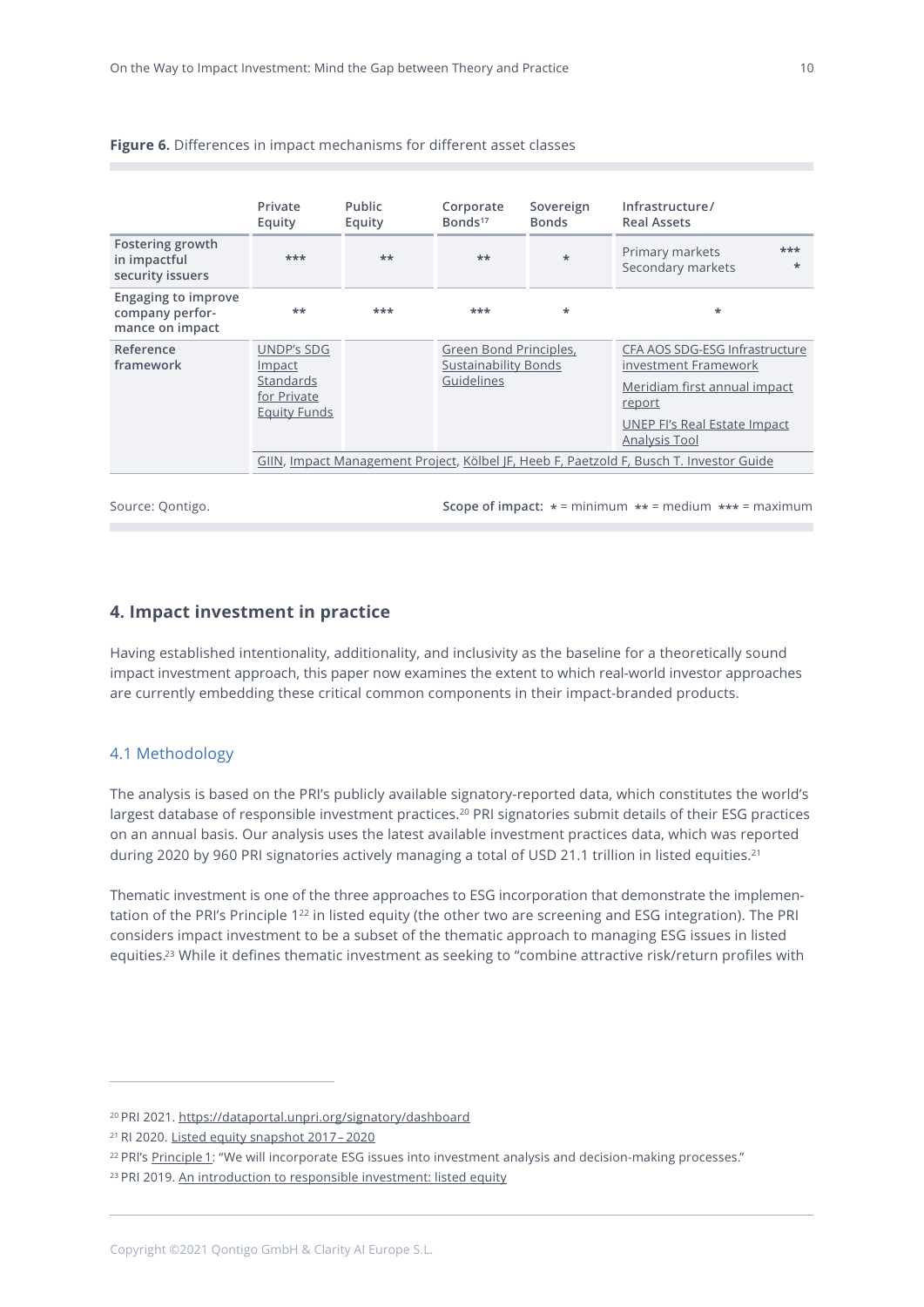**Figure 6.** Differences in impact mechanisms for different asset classes

| | Private Equity | Public Equity | Corporate Bonds[17] | Sovereign Bonds | Infrastructure/ Real Assets |
|---|---|---|---|---|---|
| Fostering growth in impactful security issuers | *** | ** | ** | * | Primary markets *** Secondary markets * |
| Engaging to improve company performance on impact | ** | *** | *** | * | * |
| Reference framework | UNDP's SDG Impact Standards for Private Equity Funds | | Green Bond Principles, Sustainability Bonds Guidelines | | CFA AOS SDG-ESG Infrastructure investment Framework; Meridiam first annual impact report; UNEP FI's Real Estate Impact Analysis Tool |
| | GIIN, Impact Management Project, Kölbel JF, Heeb F, Paetzold F, Busch T. Investor Guide | | | | |

Source: Qontigo. **Scope of impact:** * = minimum ** = medium *** = maximum

## 4. Impact investment in practice

Having established intentionality, additionality, and inclusivity as the baseline for a theoretically sound impact investment approach, this paper now examines the extent to which real-world investor approaches are currently embedding these critical common components in their impact-branded products.

### 4.1 Methodology

The analysis is based on the PRI's publicly available signatory-reported data, which constitutes the world's largest database of responsible investment practices.[20] PRI signatories submit details of their ESG practices on an annual basis. Our analysis uses the latest available investment practices data, which was reported during 2020 by 960 PRI signatories actively managing a total of USD 21.1 trillion in listed equities.[21]

Thematic investment is one of the three approaches to ESG incorporation that demonstrate the implementation of the PRI's Principle 1[22] in listed equity (the other two are screening and ESG integration). The PRI considers impact investment to be a subset of the thematic approach to managing ESG issues in listed equities.[23] While it defines thematic investment as seeking to "combine attractive risk/return profiles with

[20] PRI 2021. https://dataportal.unpri.org/signatory/dashboard

[21] RI 2020. Listed equity snapshot 2017 – 2020

[22] PRI's Principle 1: "We will incorporate ESG issues into investment analysis and decision-making processes."

[23] PRI 2019. An introduction to responsible investment: listed equity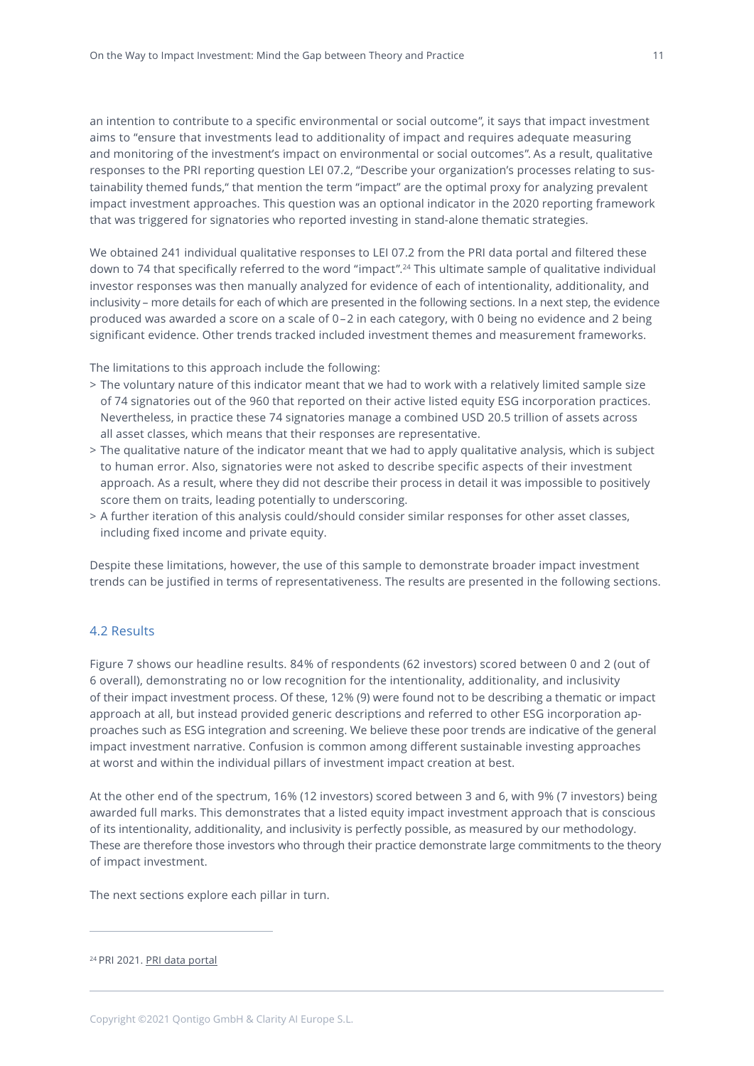an intention to contribute to a specific environmental or social outcome", it says that impact investment aims to "ensure that investments lead to additionality of impact and requires adequate measuring and monitoring of the investment's impact on environmental or social outcomes". As a result, qualitative responses to the PRI reporting question LEI 07.2, "Describe your organization's processes relating to sustainability themed funds," that mention the term "impact" are the optimal proxy for analyzing prevalent impact investment approaches. This question was an optional indicator in the 2020 reporting framework that was triggered for signatories who reported investing in stand-alone thematic strategies.

We obtained 241 individual qualitative responses to LEI 07.2 from the PRI data portal and filtered these down to 74 that specifically referred to the word "impact".[24] This ultimate sample of qualitative individual investor responses was then manually analyzed for evidence of each of intentionality, additionality, and inclusivity – more details for each of which are presented in the following sections. In a next step, the evidence produced was awarded a score on a scale of 0–2 in each category, with 0 being no evidence and 2 being significant evidence. Other trends tracked included investment themes and measurement frameworks.

The limitations to this approach include the following:

> The voluntary nature of this indicator meant that we had to work with a relatively limited sample size of 74 signatories out of the 960 that reported on their active listed equity ESG incorporation practices. Nevertheless, in practice these 74 signatories manage a combined USD 20.5 trillion of assets across all asset classes, which means that their responses are representative.

> The qualitative nature of the indicator meant that we had to apply qualitative analysis, which is subject to human error. Also, signatories were not asked to describe specific aspects of their investment approach. As a result, where they did not describe their process in detail it was impossible to positively score them on traits, leading potentially to underscoring.

> A further iteration of this analysis could/should consider similar responses for other asset classes, including fixed income and private equity.

Despite these limitations, however, the use of this sample to demonstrate broader impact investment trends can be justified in terms of representativeness. The results are presented in the following sections.

## 4.2 Results

Figure 7 shows our headline results. 84% of respondents (62 investors) scored between 0 and 2 (out of 6 overall), demonstrating no or low recognition for the intentionality, additionality, and inclusivity of their impact investment process. Of these, 12% (9) were found not to be describing a thematic or impact approach at all, but instead provided generic descriptions and referred to other ESG incorporation approaches such as ESG integration and screening. We believe these poor trends are indicative of the general impact investment narrative. Confusion is common among different sustainable investing approaches at worst and within the individual pillars of investment impact creation at best.

At the other end of the spectrum, 16% (12 investors) scored between 3 and 6, with 9% (7 investors) being awarded full marks. This demonstrates that a listed equity impact investment approach that is conscious of its intentionality, additionality, and inclusivity is perfectly possible, as measured by our methodology. These are therefore those investors who through their practice demonstrate large commitments to the theory of impact investment.

The next sections explore each pillar in turn.

---

[24] PRI 2021. PRI data portal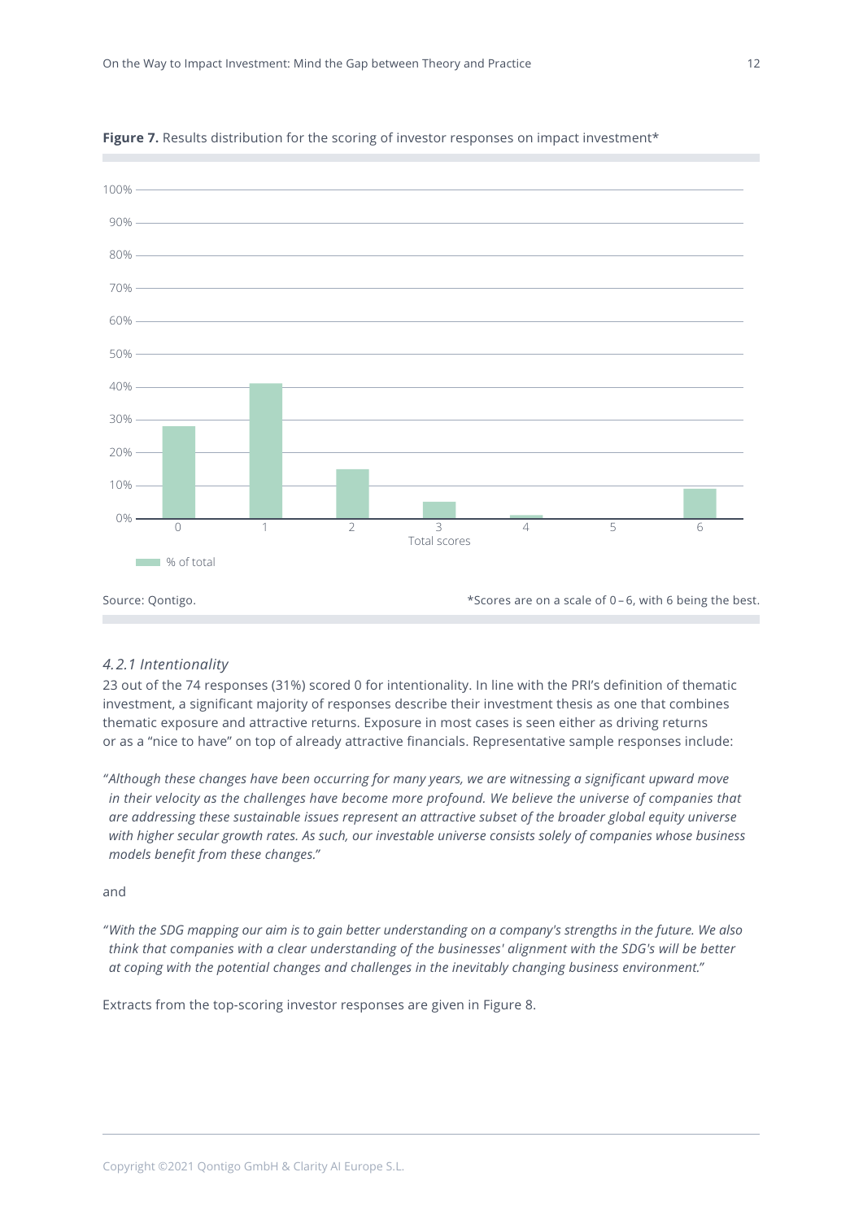**Figure 7.** Results distribution for the scoring of investor responses on impact investment*

Source: Qontigo.

*Scores are on a scale of 0 – 6, with 6 being the best.

### *4.2.1 Intentionality*

23 out of the 74 responses (31%) scored 0 for intentionality. In line with the PRI's definition of thematic investment, a significant majority of responses describe their investment thesis as one that combines thematic exposure and attractive returns. Exposure in most cases is seen either as driving returns or as a "nice to have" on top of already attractive financials. Representative sample responses include:

"*Although these changes have been occurring for many years, we are witnessing a significant upward move in their velocity as the challenges have become more profound. We believe the universe of companies that are addressing these sustainable issues represent an attractive subset of the broader global equity universe with higher secular growth rates. As such, our investable universe consists solely of companies whose business models benefit from these changes.*"

and

"*With the SDG mapping our aim is to gain better understanding on a company's strengths in the future. We also think that companies with a clear understanding of the businesses' alignment with the SDG's will be better at coping with the potential changes and challenges in the inevitably changing business environment.*"

Extracts from the top-scoring investor responses are given in Figure 8.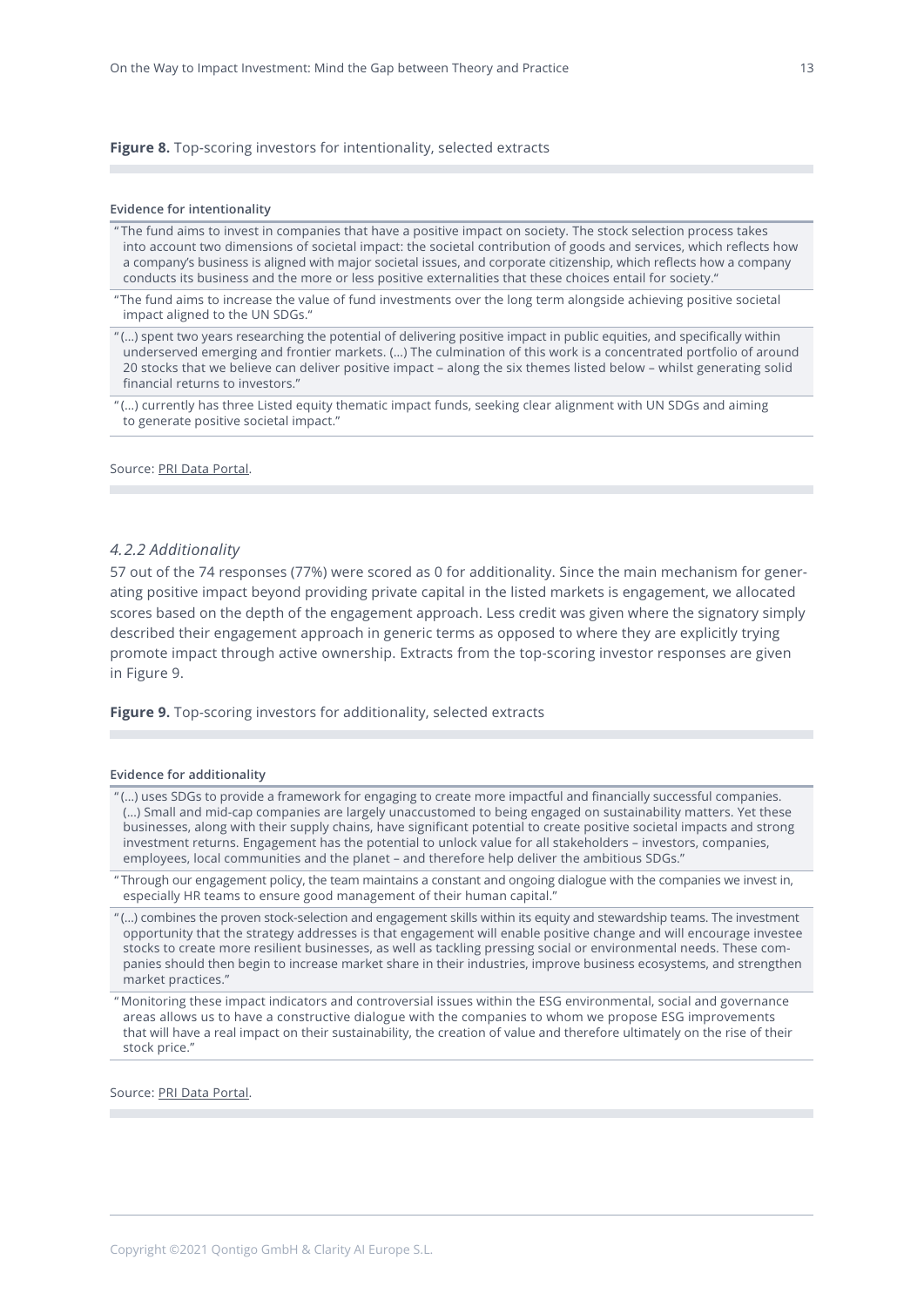**Figure 8.** Top-scoring investors for intentionality, selected extracts

| Evidence for intentionality |
|---|
| "The fund aims to invest in companies that have a positive impact on society. The stock selection process takes into account two dimensions of societal impact: the societal contribution of goods and services, which reflects how a company's business is aligned with major societal issues, and corporate citizenship, which reflects how a company conducts its business and the more or less positive externalities that these choices entail for society." |
| "The fund aims to increase the value of fund investments over the long term alongside achieving positive societal impact aligned to the UN SDGs." |
| "(...) spent two years researching the potential of delivering positive impact in public equities, and specifically within underserved emerging and frontier markets. (...) The culmination of this work is a concentrated portfolio of around 20 stocks that we believe can deliver positive impact – along the six themes listed below – whilst generating solid financial returns to investors." |
| "(...) currently has three Listed equity thematic impact funds, seeking clear alignment with UN SDGs and aiming to generate positive societal impact." |

Source: PRI Data Portal.

### *4.2.2 Additionality*

57 out of the 74 responses (77%) were scored as 0 for additionality. Since the main mechanism for generating positive impact beyond providing private capital in the listed markets is engagement, we allocated scores based on the depth of the engagement approach. Less credit was given where the signatory simply described their engagement approach in generic terms as opposed to where they are explicitly trying promote impact through active ownership. Extracts from the top-scoring investor responses are given in Figure 9.

**Figure 9.** Top-scoring investors for additionality, selected extracts

| Evidence for additionality |
|---|
| "(...) uses SDGs to provide a framework for engaging to create more impactful and financially successful companies. (...) Small and mid-cap companies are largely unaccustomed to being engaged on sustainability matters. Yet these businesses, along with their supply chains, have significant potential to create positive societal impacts and strong investment returns. Engagement has the potential to unlock value for all stakeholders – investors, companies, employees, local communities and the planet – and therefore help deliver the ambitious SDGs." |
| "Through our engagement policy, the team maintains a constant and ongoing dialogue with the companies we invest in, especially HR teams to ensure good management of their human capital." |
| "(...) combines the proven stock-selection and engagement skills within its equity and stewardship teams. The investment opportunity that the strategy addresses is that engagement will enable positive change and will encourage investee stocks to create more resilient businesses, as well as tackling pressing social or environmental needs. These companies should then begin to increase market share in their industries, improve business ecosystems, and strengthen market practices." |
| "Monitoring these impact indicators and controversial issues within the ESG environmental, social and governance areas allows us to have a constructive dialogue with the companies to whom we propose ESG improvements that will have a real impact on their sustainability, the creation of value and therefore ultimately on the rise of their stock price." |

Source: PRI Data Portal.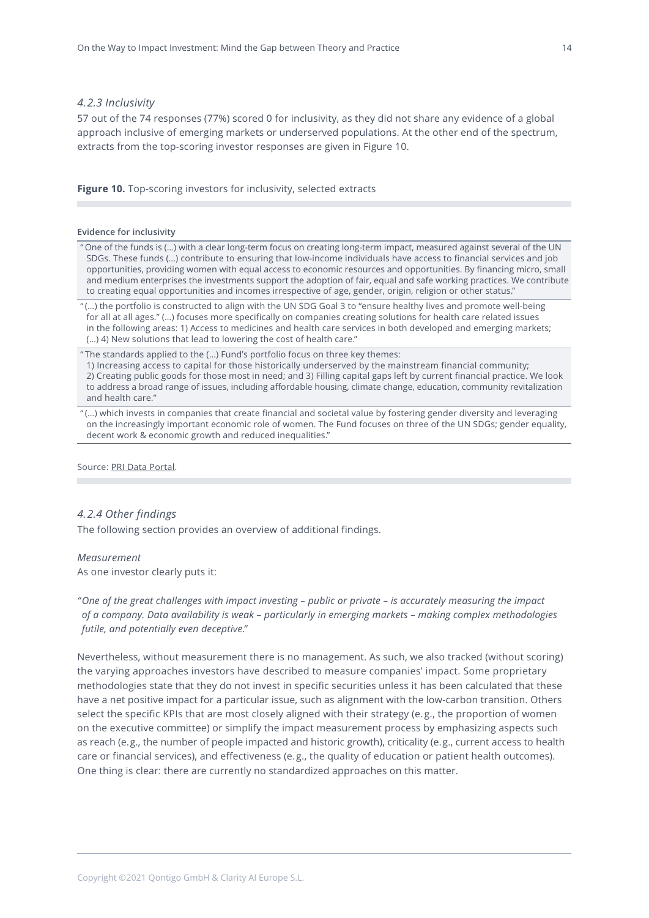#### *4.2.3 Inclusivity*

57 out of the 74 responses (77%) scored 0 for inclusivity, as they did not share any evidence of a global approach inclusive of emerging markets or underserved populations. At the other end of the spectrum, extracts from the top-scoring investor responses are given in Figure 10.

**Figure 10.** Top-scoring investors for inclusivity, selected extracts

| Evidence for inclusivity |
| --- |
| "One of the funds is (…) with a clear long-term focus on creating long-term impact, measured against several of the UN SDGs. These funds (…) contribute to ensuring that low-income individuals have access to financial services and job opportunities, providing women with equal access to economic resources and opportunities. By financing micro, small and medium enterprises the investments support the adoption of fair, equal and safe working practices. We contribute to creating equal opportunities and incomes irrespective of age, gender, origin, religion or other status." |
| "(…) the portfolio is constructed to align with the UN SDG Goal 3 to "ensure healthy lives and promote well-being for all at all ages." (…) focuses more specifically on companies creating solutions for health care related issues in the following areas: 1) Access to medicines and health care services in both developed and emerging markets; (…) 4) New solutions that lead to lowering the cost of health care." |
| "The standards applied to the (…) Fund's portfolio focus on three key themes: 1) Increasing access to capital for those historically underserved by the mainstream financial community; 2) Creating public goods for those most in need; and 3) Filling capital gaps left by current financial practice. We look to address a broad range of issues, including affordable housing, climate change, education, community revitalization and health care." |
| "(…) which invests in companies that create financial and societal value by fostering gender diversity and leveraging on the increasingly important economic role of women. The Fund focuses on three of the UN SDGs; gender equality, decent work & economic growth and reduced inequalities." |

Source: PRI Data Portal.

#### *4.2.4 Other findings*

The following section provides an overview of additional findings.

*Measurement*

As one investor clearly puts it:

"*One of the great challenges with impact investing – public or private – is accurately measuring the impact of a company. Data availability is weak – particularly in emerging markets – making complex methodologies futile, and potentially even deceptive.*"

Nevertheless, without measurement there is no management. As such, we also tracked (without scoring) the varying approaches investors have described to measure companies' impact. Some proprietary methodologies state that they do not invest in specific securities unless it has been calculated that these have a net positive impact for a particular issue, such as alignment with the low-carbon transition. Others select the specific KPIs that are most closely aligned with their strategy (e.g., the proportion of women on the executive committee) or simplify the impact measurement process by emphasizing aspects such as reach (e.g., the number of people impacted and historic growth), criticality (e.g., current access to health care or financial services), and effectiveness (e.g., the quality of education or patient health outcomes). One thing is clear: there are currently no standardized approaches on this matter.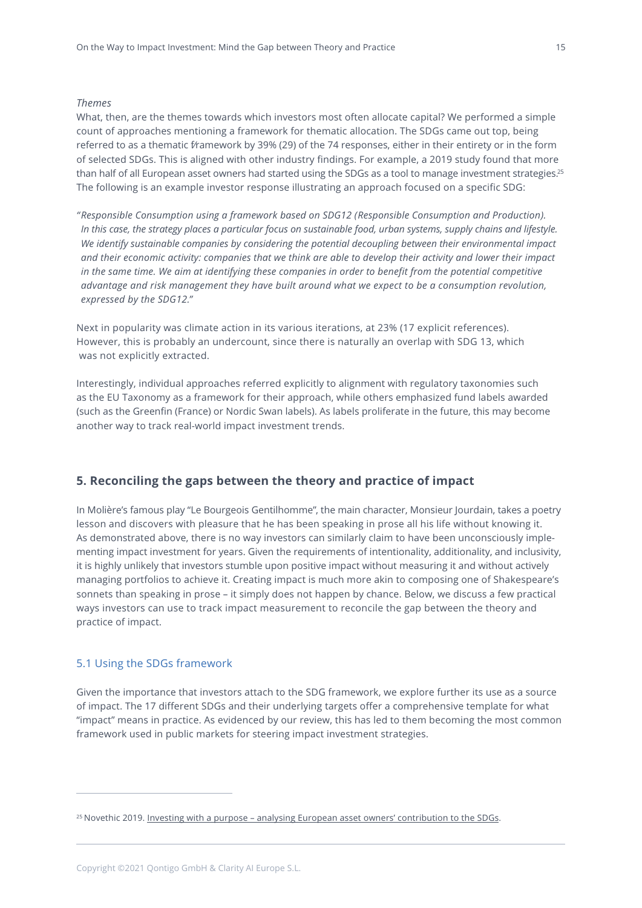*Themes*

What, then, are the themes towards which investors most often allocate capital? We performed a simple count of approaches mentioning a framework for thematic allocation. The SDGs came out top, being referred to as a thematic framework by 39% (29) of the 74 responses, either in their entirety or in the form of selected SDGs. This is aligned with other industry findings. For example, a 2019 study found that more than half of all European asset owners had started using the SDGs as a tool to manage investment strategies.[25] The following is an example investor response illustrating an approach focused on a specific SDG:

"*Responsible Consumption using a framework based on SDG12 (Responsible Consumption and Production). In this case, the strategy places a particular focus on sustainable food, urban systems, supply chains and lifestyle. We identify sustainable companies by considering the potential decoupling between their environmental impact and their economic activity: companies that we think are able to develop their activity and lower their impact in the same time. We aim at identifying these companies in order to benefit from the potential competitive advantage and risk management they have built around what we expect to be a consumption revolution, expressed by the SDG12.*"

Next in popularity was climate action in its various iterations, at 23% (17 explicit references). However, this is probably an undercount, since there is naturally an overlap with SDG 13, which was not explicitly extracted.

Interestingly, individual approaches referred explicitly to alignment with regulatory taxonomies such as the EU Taxonomy as a framework for their approach, while others emphasized fund labels awarded (such as the Greenfin (France) or Nordic Swan labels). As labels proliferate in the future, this may become another way to track real-world impact investment trends.

## 5. Reconciling the gaps between the theory and practice of impact

In Molière's famous play "Le Bourgeois Gentilhomme", the main character, Monsieur Jourdain, takes a poetry lesson and discovers with pleasure that he has been speaking in prose all his life without knowing it. As demonstrated above, there is no way investors can similarly claim to have been unconsciously implementing impact investment for years. Given the requirements of intentionality, additionality, and inclusivity, it is highly unlikely that investors stumble upon positive impact without measuring it and without actively managing portfolios to achieve it. Creating impact is much more akin to composing one of Shakespeare's sonnets than speaking in prose – it simply does not happen by chance. Below, we discuss a few practical ways investors can use to track impact measurement to reconcile the gap between the theory and practice of impact.

### 5.1 Using the SDGs framework

Given the importance that investors attach to the SDG framework, we explore further its use as a source of impact. The 17 different SDGs and their underlying targets offer a comprehensive template for what "impact" means in practice. As evidenced by our review, this has led to them becoming the most common framework used in public markets for steering impact investment strategies.

---

[25] Novethic 2019. Investing with a purpose – analysing European asset owners' contribution to the SDGs.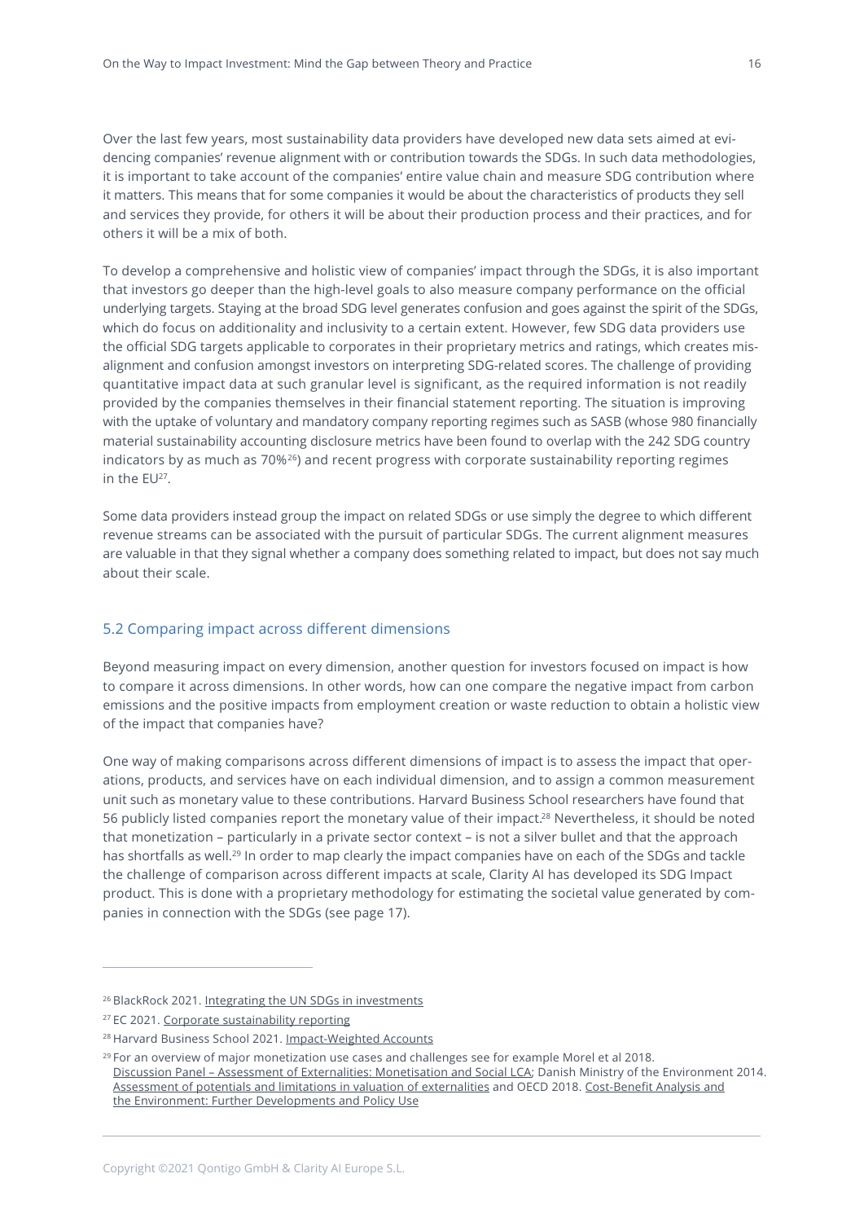Over the last few years, most sustainability data providers have developed new data sets aimed at evidencing companies' revenue alignment with or contribution towards the SDGs. In such data methodologies, it is important to take account of the companies' entire value chain and measure SDG contribution where it matters. This means that for some companies it would be about the characteristics of products they sell and services they provide, for others it will be about their production process and their practices, and for others it will be a mix of both.

To develop a comprehensive and holistic view of companies' impact through the SDGs, it is also important that investors go deeper than the high-level goals to also measure company performance on the official underlying targets. Staying at the broad SDG level generates confusion and goes against the spirit of the SDGs, which do focus on additionality and inclusivity to a certain extent. However, few SDG data providers use the official SDG targets applicable to corporates in their proprietary metrics and ratings, which creates misalignment and confusion amongst investors on interpreting SDG-related scores. The challenge of providing quantitative impact data at such granular level is significant, as the required information is not readily provided by the companies themselves in their financial statement reporting. The situation is improving with the uptake of voluntary and mandatory company reporting regimes such as SASB (whose 980 financially material sustainability accounting disclosure metrics have been found to overlap with the 242 SDG country indicators by as much as 70%[26]) and recent progress with corporate sustainability reporting regimes in the EU[27].

Some data providers instead group the impact on related SDGs or use simply the degree to which different revenue streams can be associated with the pursuit of particular SDGs. The current alignment measures are valuable in that they signal whether a company does something related to impact, but does not say much about their scale.

## 5.2 Comparing impact across different dimensions

Beyond measuring impact on every dimension, another question for investors focused on impact is how to compare it across dimensions. In other words, how can one compare the negative impact from carbon emissions and the positive impacts from employment creation or waste reduction to obtain a holistic view of the impact that companies have?

One way of making comparisons across different dimensions of impact is to assess the impact that operations, products, and services have on each individual dimension, and to assign a common measurement unit such as monetary value to these contributions. Harvard Business School researchers have found that 56 publicly listed companies report the monetary value of their impact.[28] Nevertheless, it should be noted that monetization – particularly in a private sector context – is not a silver bullet and that the approach has shortfalls as well.[29] In order to map clearly the impact companies have on each of the SDGs and tackle the challenge of comparison across different impacts at scale, Clarity AI has developed its SDG Impact product. This is done with a proprietary methodology for estimating the societal value generated by companies in connection with the SDGs (see page 17).

---

[26] BlackRock 2021. Integrating the UN SDGs in investments

[27] EC 2021. Corporate sustainability reporting

[28] Harvard Business School 2021. Impact-Weighted Accounts

[29] For an overview of major monetization use cases and challenges see for example Morel et al 2018. Discussion Panel – Assessment of Externalities: Monetisation and Social LCA; Danish Ministry of the Environment 2014. Assessment of potentials and limitations in valuation of externalities and OECD 2018. Cost-Benefit Analysis and the Environment: Further Developments and Policy Use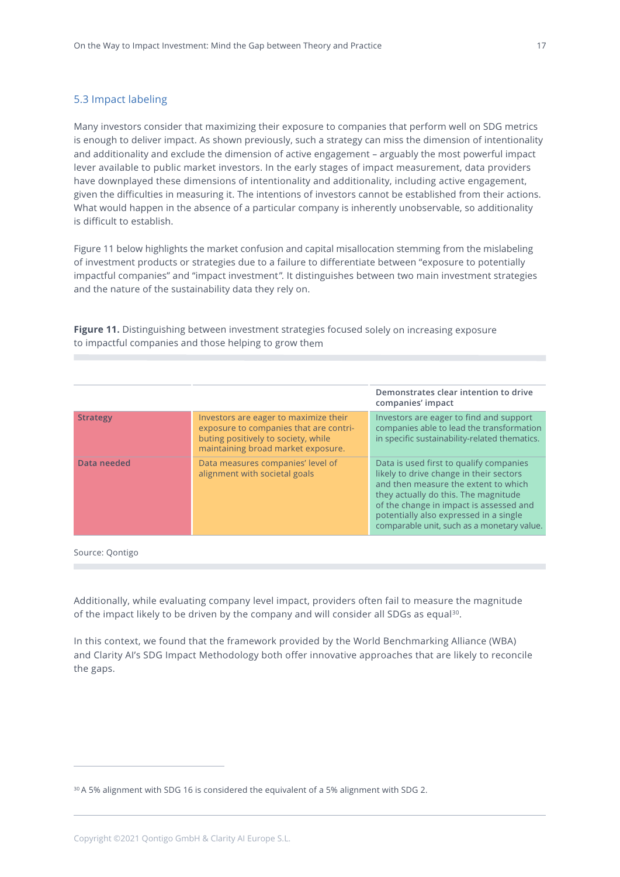## 5.3 Impact labeling

Many investors consider that maximizing their exposure to companies that perform well on SDG metrics is enough to deliver impact. As shown previously, such a strategy can miss the dimension of intentionality and additionality and exclude the dimension of active engagement – arguably the most powerful impact lever available to public market investors. In the early stages of impact measurement, data providers have downplayed these dimensions of intentionality and additionality, including active engagement, given the difficulties in measuring it. The intentions of investors cannot be established from their actions. What would happen in the absence of a particular company is inherently unobservable, so additionality is difficult to establish.

Figure 11 below highlights the market confusion and capital misallocation stemming from the mislabeling of investment products or strategies due to a failure to differentiate between “exposure to potentially impactful companies” and “impact investment”. It distinguishes between two main investment strategies and the nature of the sustainability data they rely on.

**Figure 11.** Distinguishing between investment strategies focused solely on increasing exposure to impactful companies and those helping to grow them

| | | Demonstrates clear intention to drive companies’ impact |
|---|---|---|
| **Strategy** | Investors are eager to maximize their exposure to companies that are contributing positively to society, while maintaining broad market exposure. | Investors are eager to find and support companies able to lead the transformation in specific sustainability-related thematics. |
| **Data needed** | Data measures companies’ level of alignment with societal goals | Data is used first to qualify companies likely to drive change in their sectors and then measure the extent to which they actually do this. The magnitude of the change in impact is assessed and potentially also expressed in a single comparable unit, such as a monetary value. |

Source: Qontigo

Additionally, while evaluating company level impact, providers often fail to measure the magnitude of the impact likely to be driven by the company and will consider all SDGs as equal[30].

In this context, we found that the framework provided by the World Benchmarking Alliance (WBA) and Clarity AI’s SDG Impact Methodology both offer innovative approaches that are likely to reconcile the gaps.

[30] A 5% alignment with SDG 16 is considered the equivalent of a 5% alignment with SDG 2.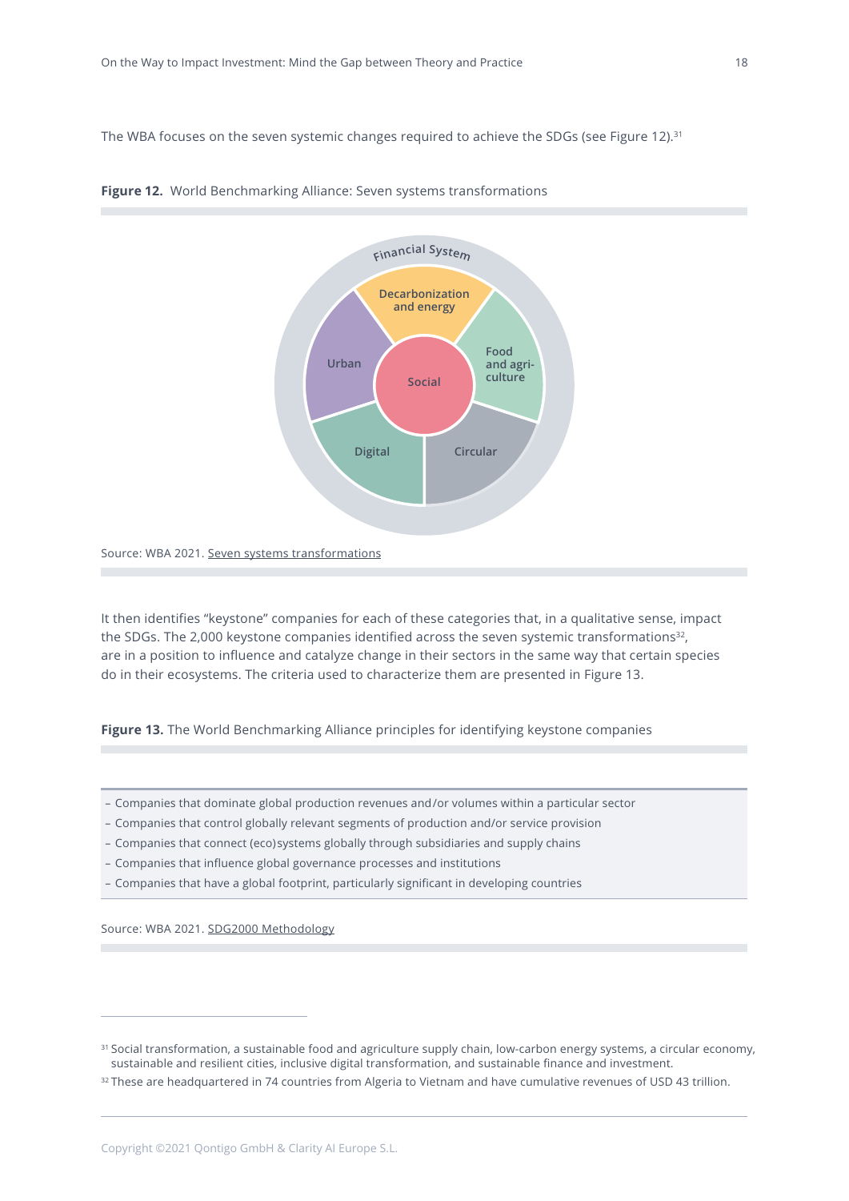The WBA focuses on the seven systemic changes required to achieve the SDGs (see Figure 12).[31]

**Figure 12.** World Benchmarking Alliance: Seven systems transformations

Financial System

Decarbonization and energy

Food and agriculture

Urban

Social

Digital

Circular

Source: WBA 2021. Seven systems transformations

It then identifies "keystone" companies for each of these categories that, in a qualitative sense, impact the SDGs. The 2,000 keystone companies identified across the seven systemic transformations[32], are in a position to influence and catalyze change in their sectors in the same way that certain species do in their ecosystems. The criteria used to characterize them are presented in Figure 13.

**Figure 13.** The World Benchmarking Alliance principles for identifying keystone companies

- Companies that dominate global production revenues and/or volumes within a particular sector
- Companies that control globally relevant segments of production and/or service provision
- Companies that connect (eco)systems globally through subsidiaries and supply chains
- Companies that influence global governance processes and institutions
- Companies that have a global footprint, particularly significant in developing countries

Source: WBA 2021. SDG2000 Methodology

[31] Social transformation, a sustainable food and agriculture supply chain, low-carbon energy systems, a circular economy, sustainable and resilient cities, inclusive digital transformation, and sustainable finance and investment.

[32] These are headquartered in 74 countries from Algeria to Vietnam and have cumulative revenues of USD 43 trillion.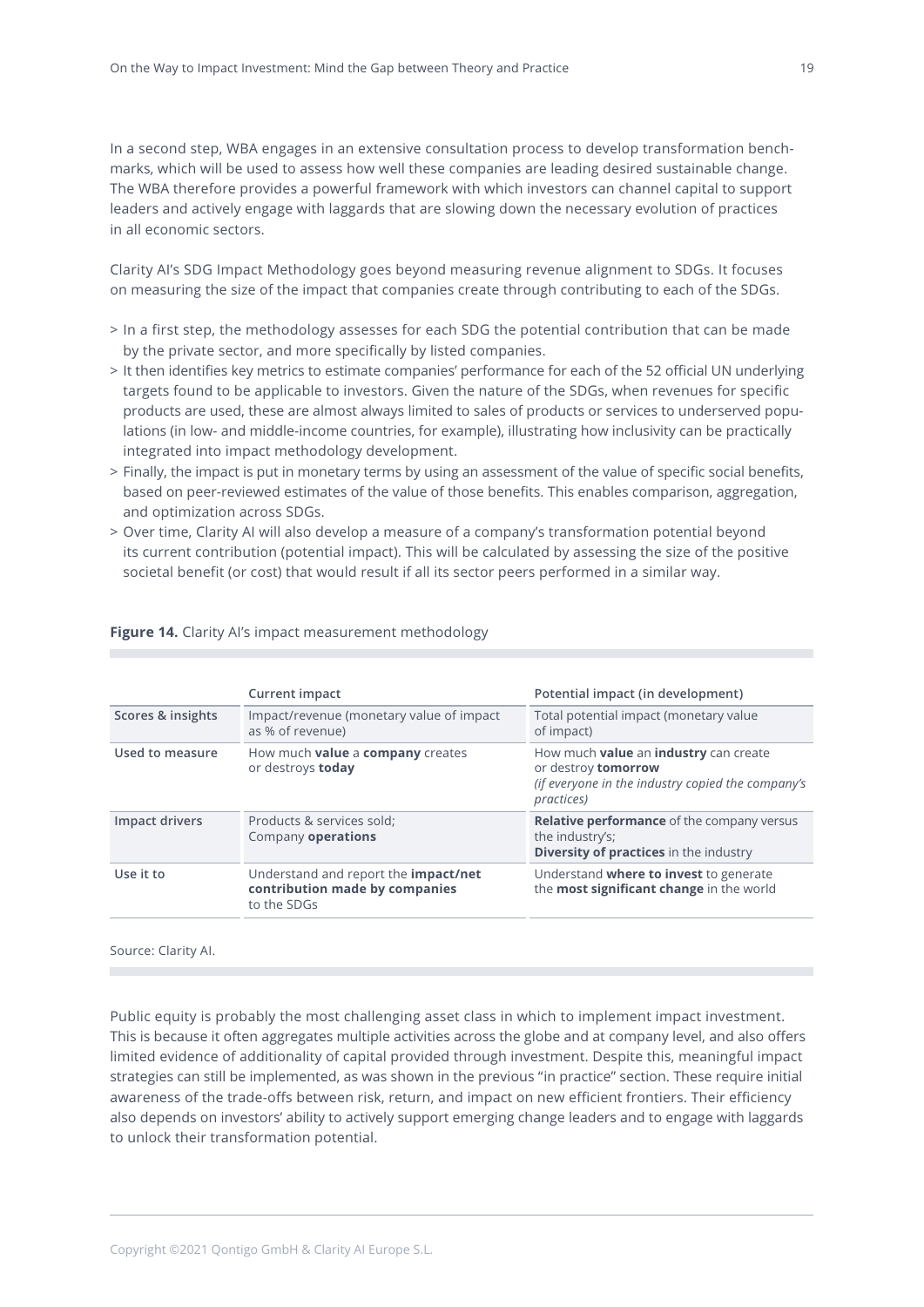In a second step, WBA engages in an extensive consultation process to develop transformation benchmarks, which will be used to assess how well these companies are leading desired sustainable change. The WBA therefore provides a powerful framework with which investors can channel capital to support leaders and actively engage with laggards that are slowing down the necessary evolution of practices in all economic sectors.

Clarity AI's SDG Impact Methodology goes beyond measuring revenue alignment to SDGs. It focuses on measuring the size of the impact that companies create through contributing to each of the SDGs.

> In a first step, the methodology assesses for each SDG the potential contribution that can be made by the private sector, and more specifically by listed companies.
> It then identifies key metrics to estimate companies' performance for each of the 52 official UN underlying targets found to be applicable to investors. Given the nature of the SDGs, when revenues for specific products are used, these are almost always limited to sales of products or services to underserved populations (in low- and middle-income countries, for example), illustrating how inclusivity can be practically integrated into impact methodology development.
> Finally, the impact is put in monetary terms by using an assessment of the value of specific social benefits, based on peer-reviewed estimates of the value of those benefits. This enables comparison, aggregation, and optimization across SDGs.
> Over time, Clarity AI will also develop a measure of a company's transformation potential beyond its current contribution (potential impact). This will be calculated by assessing the size of the positive societal benefit (or cost) that would result if all its sector peers performed in a similar way.

**Figure 14.** Clarity AI's impact measurement methodology

| | Current impact | Potential impact (in development) |
|---|---|---|
| **Scores & insights** | Impact/revenue (monetary value of impact as % of revenue) | Total potential impact (monetary value of impact) |
| **Used to measure** | How much **value** a **company** creates or destroys **today** | How much **value** an **industry** can create or destroy **tomorrow** *(if everyone in the industry copied the company's practices)* |
| **Impact drivers** | Products & services sold; Company **operations** | **Relative performance** of the company versus the industry's; **Diversity of practices** in the industry |
| **Use it to** | Understand and report the **impact/net contribution made by companies** to the SDGs | Understand **where to invest** to generate the **most significant change** in the world |

Source: Clarity AI.

Public equity is probably the most challenging asset class in which to implement impact investment. This is because it often aggregates multiple activities across the globe and at company level, and also offers limited evidence of additionality of capital provided through investment. Despite this, meaningful impact strategies can still be implemented, as was shown in the previous "in practice" section. These require initial awareness of the trade-offs between risk, return, and impact on new efficient frontiers. Their efficiency also depends on investors' ability to actively support emerging change leaders and to engage with laggards to unlock their transformation potential.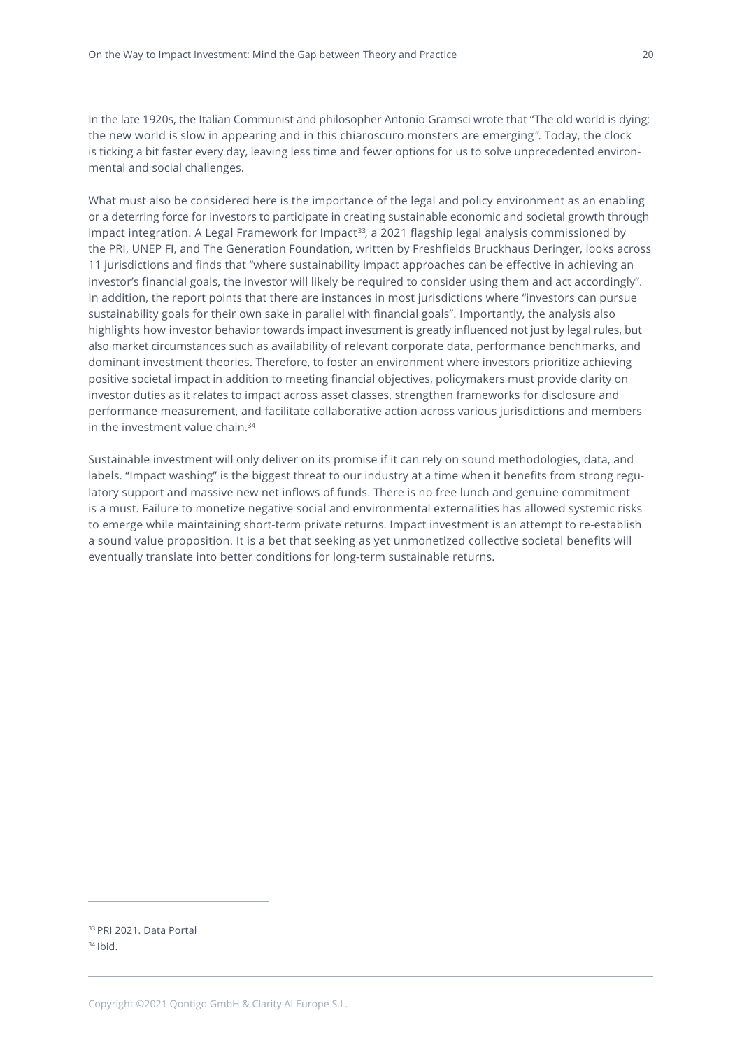In the late 1920s, the Italian Communist and philosopher Antonio Gramsci wrote that "The old world is dying; the new world is slow in appearing and in this chiaroscuro monsters are emerging". Today, the clock is ticking a bit faster every day, leaving less time and fewer options for us to solve unprecedented environmental and social challenges.

What must also be considered here is the importance of the legal and policy environment as an enabling or a deterring force for investors to participate in creating sustainable economic and societal growth through impact integration. A Legal Framework for Impact[33], a 2021 flagship legal analysis commissioned by the PRI, UNEP FI, and The Generation Foundation, written by Freshfields Bruckhaus Deringer, looks across 11 jurisdictions and finds that "where sustainability impact approaches can be effective in achieving an investor's financial goals, the investor will likely be required to consider using them and act accordingly". In addition, the report points that there are instances in most jurisdictions where "investors can pursue sustainability goals for their own sake in parallel with financial goals". Importantly, the analysis also highlights how investor behavior towards impact investment is greatly influenced not just by legal rules, but also market circumstances such as availability of relevant corporate data, performance benchmarks, and dominant investment theories. Therefore, to foster an environment where investors prioritize achieving positive societal impact in addition to meeting financial objectives, policymakers must provide clarity on investor duties as it relates to impact across asset classes, strengthen frameworks for disclosure and performance measurement, and facilitate collaborative action across various jurisdictions and members in the investment value chain.[34]

Sustainable investment will only deliver on its promise if it can rely on sound methodologies, data, and labels. "Impact washing" is the biggest threat to our industry at a time when it benefits from strong regulatory support and massive new net inflows of funds. There is no free lunch and genuine commitment is a must. Failure to monetize negative social and environmental externalities has allowed systemic risks to emerge while maintaining short-term private returns. Impact investment is an attempt to re-establish a sound value proposition. It is a bet that seeking as yet unmonetized collective societal benefits will eventually translate into better conditions for long-term sustainable returns.

---

[33] PRI 2021. Data Portal

[34] Ibid.

Copyright ©2021 Qontigo GmbH & Clarity AI Europe S.L.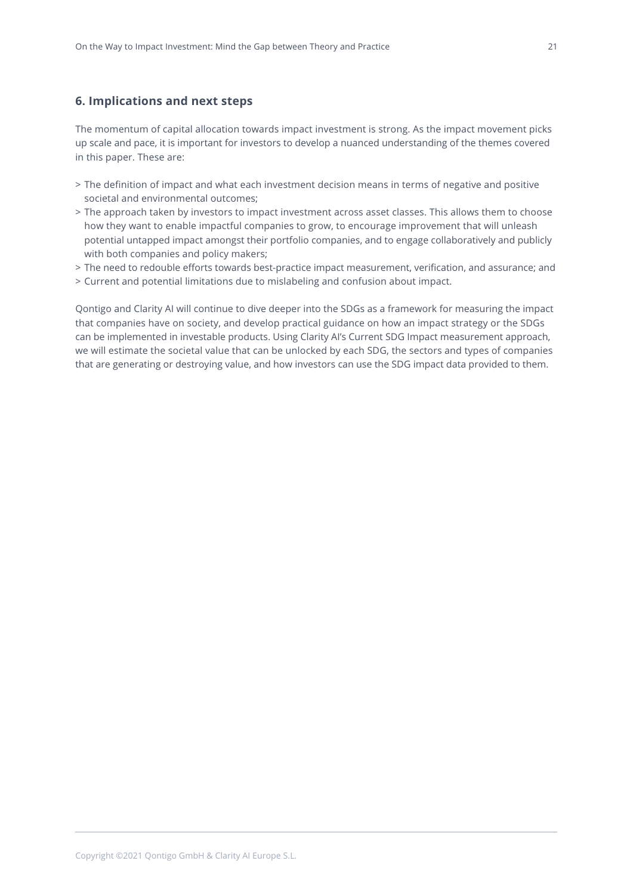## 6. Implications and next steps

The momentum of capital allocation towards impact investment is strong. As the impact movement picks up scale and pace, it is important for investors to develop a nuanced understanding of the themes covered in this paper. These are:

> The definition of impact and what each investment decision means in terms of negative and positive societal and environmental outcomes;

> The approach taken by investors to impact investment across asset classes. This allows them to choose how they want to enable impactful companies to grow, to encourage improvement that will unleash potential untapped impact amongst their portfolio companies, and to engage collaboratively and publicly with both companies and policy makers;

> The need to redouble efforts towards best-practice impact measurement, verification, and assurance; and

> Current and potential limitations due to mislabeling and confusion about impact.

Qontigo and Clarity AI will continue to dive deeper into the SDGs as a framework for measuring the impact that companies have on society, and develop practical guidance on how an impact strategy or the SDGs can be implemented in investable products. Using Clarity AI's Current SDG Impact measurement approach, we will estimate the societal value that can be unlocked by each SDG, the sectors and types of companies that are generating or destroying value, and how investors can use the SDG impact data provided to them.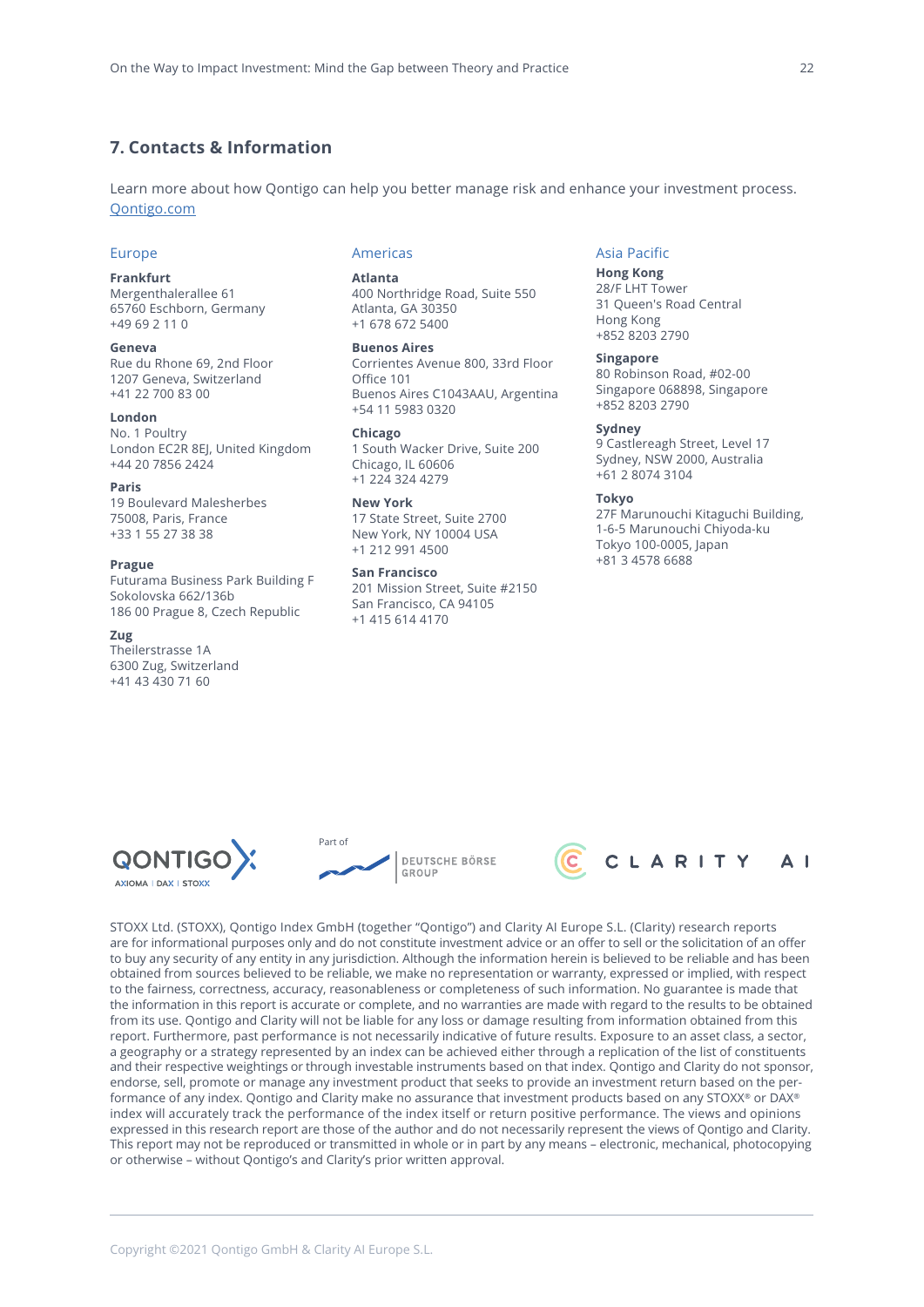## 7. Contacts & Information

Learn more about how Qontigo can help you better manage risk and enhance your investment process.
[Qontigo.com](https://qontigo.com)

### Europe

**Frankfurt**
Mergenthalerallee 61
65760 Eschborn, Germany
+49 69 2 11 0

**Geneva**
Rue du Rhone 69, 2nd Floor
1207 Geneva, Switzerland
+41 22 700 83 00

**London**
No. 1 Poultry
London EC2R 8EJ, United Kingdom
+44 20 7856 2424

**Paris**
19 Boulevard Malesherbes
75008, Paris, France
+33 1 55 27 38 38

**Prague**
Futurama Business Park Building F
Sokolovska 662/136b
186 00 Prague 8, Czech Republic

**Zug**
Theilerstrasse 1A
6300 Zug, Switzerland
+41 43 430 71 60

### Americas

**Atlanta**
400 Northridge Road, Suite 550
Atlanta, GA 30350
+1 678 672 5400

**Buenos Aires**
Corrientes Avenue 800, 33rd Floor
Office 101
Buenos Aires C1043AAU, Argentina
+54 11 5983 0320

**Chicago**
1 South Wacker Drive, Suite 200
Chicago, IL 60606
+1 224 324 4279

**New York**
17 State Street, Suite 2700
New York, NY 10004 USA
+1 212 991 4500

**San Francisco**
201 Mission Street, Suite #2150
San Francisco, CA 94105
+1 415 614 4170

### Asia Pacific

**Hong Kong**
28/F LHT Tower
31 Queen's Road Central
Hong Kong
+852 8203 2790

**Singapore**
80 Robinson Road, #02-00
Singapore 068898, Singapore
+852 8203 2790

**Sydney**
9 Castlereagh Street, Level 17
Sydney, NSW 2000, Australia
+61 2 8074 3104

**Tokyo**
27F Marunouchi Kitaguchi Building,
1-6-5 Marunouchi Chiyoda-ku
Tokyo 100-0005, Japan
+81 3 4578 6688

QONTIGO
AXIOMA | DAX | STOXX

Part of
DEUTSCHE BÖRSE GROUP

CLARITY AI

STOXX Ltd. (STOXX), Qontigo Index GmbH (together "Qontigo") and Clarity AI Europe S.L. (Clarity) research reports are for informational purposes only and do not constitute investment advice or an offer to sell or the solicitation of an offer to buy any security of any entity in any jurisdiction. Although the information herein is believed to be reliable and has been obtained from sources believed to be reliable, we make no representation or warranty, expressed or implied, with respect to the fairness, correctness, accuracy, reasonableness or completeness of such information. No guarantee is made that the information in this report is accurate or complete, and no warranties are made with regard to the results to be obtained from its use. Qontigo and Clarity will not be liable for any loss or damage resulting from information obtained from this report. Furthermore, past performance is not necessarily indicative of future results. Exposure to an asset class, a sector, a geography or a strategy represented by an index can be achieved either through a replication of the list of constituents and their respective weightings or through investable instruments based on that index. Qontigo and Clarity do not sponsor, endorse, sell, promote or manage any investment product that seeks to provide an investment return based on the performance of any index. Qontigo and Clarity make no assurance that investment products based on any STOXX® or DAX® index will accurately track the performance of the index itself or return positive performance. The views and opinions expressed in this research report are those of the author and do not necessarily represent the views of Qontigo and Clarity. This report may not be reproduced or transmitted in whole or in part by any means – electronic, mechanical, photocopying or otherwise – without Qontigo's and Clarity's prior written approval.

Copyright ©2021 Qontigo GmbH & Clarity AI Europe S.L.